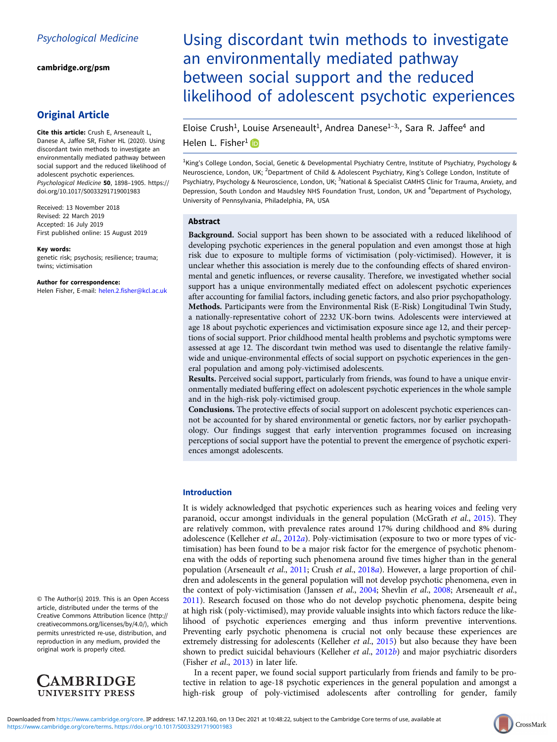Psychological Medicine

cambridge.org/psm

## Original Article

**Cite this article:** Crush E, Arseneault L, Danese A, Jaffee SR, Fisher HL (2020). Using discordant twin methods to investigate an environmentally mediated pathway between social support and the reduced likelihood of adolescent psychotic experiences. *Psychological Medicine* **50**, 1898–1905. https://doi.org/10.1017/S0033291719001983

Received: 13 November 2018
Revised: 22 March 2019
Accepted: 16 July 2019
First published online: 15 August 2019

**Key words:**
genetic risk; psychosis; resilience; trauma; twins; victimisation

**Author for correspondence:**
Helen Fisher, E-mail: helen.2.fisher@kcl.ac.uk

© The Author(s) 2019. This is an Open Access article, distributed under the terms of the Creative Commons Attribution licence (http://creativecommons.org/licenses/by/4.0/), which permits unrestricted re-use, distribution, and reproduction in any medium, provided the original work is properly cited.

# Using discordant twin methods to investigate an environmentally mediated pathway between social support and the reduced likelihood of adolescent psychotic experiences

Eloise Crush[1], Louise Arseneault[1], Andrea Danese[1–3], Sara R. Jaffee[4] and Helen L. Fisher[1]

[1]King's College London, Social, Genetic & Developmental Psychiatry Centre, Institute of Psychiatry, Psychology & Neuroscience, London, UK; [2]Department of Child & Adolescent Psychiatry, King's College London, Institute of Psychiatry, Psychology & Neuroscience, London, UK; [3]National & Specialist CAMHS Clinic for Trauma, Anxiety, and Depression, South London and Maudsley NHS Foundation Trust, London, UK and [4]Department of Psychology, University of Pennsylvania, Philadelphia, PA, USA

## Abstract

**Background.** Social support has been shown to be associated with a reduced likelihood of developing psychotic experiences in the general population and even amongst those at high risk due to exposure to multiple forms of victimisation (poly-victimised). However, it is unclear whether this association is merely due to the confounding effects of shared environmental and genetic influences, or reverse causality. Therefore, we investigated whether social support has a unique environmentally mediated effect on adolescent psychotic experiences after accounting for familial factors, including genetic factors, and also prior psychopathology.

**Methods.** Participants were from the Environmental Risk (E-Risk) Longitudinal Twin Study, a nationally-representative cohort of 2232 UK-born twins. Adolescents were interviewed at age 18 about psychotic experiences and victimisation exposure since age 12, and their perceptions of social support. Prior childhood mental health problems and psychotic symptoms were assessed at age 12. The discordant twin method was used to disentangle the relative family-wide and unique-environmental effects of social support on psychotic experiences in the general population and among poly-victimised adolescents.

**Results.** Perceived social support, particularly from friends, was found to have a unique environmentally mediated buffering effect on adolescent psychotic experiences in the whole sample and in the high-risk poly-victimised group.

**Conclusions.** The protective effects of social support on adolescent psychotic experiences cannot be accounted for by shared environmental or genetic factors, nor by earlier psychopathology. Our findings suggest that early intervention programmes focused on increasing perceptions of social support have the potential to prevent the emergence of psychotic experiences amongst adolescents.

## Introduction

It is widely acknowledged that psychotic experiences such as hearing voices and feeling very paranoid, occur amongst individuals in the general population (McGrath *et al.*, 2015). They are relatively common, with prevalence rates around 17% during childhood and 8% during adolescence (Kelleher *et al.*, 2012*a*). Poly-victimisation (exposure to two or more types of victimisation) has been found to be a major risk factor for the emergence of psychotic phenomena with the odds of reporting such phenomena around five times higher than in the general population (Arseneault *et al.*, 2011; Crush *et al.*, 2018*a*). However, a large proportion of children and adolescents in the general population will not develop psychotic phenomena, even in the context of poly-victimisation (Janssen *et al.*, 2004; Shevlin *et al.*, 2008; Arseneault *et al.*, 2011). Research focused on those who do not develop psychotic phenomena, despite being at high risk (poly-victimised), may provide valuable insights into which factors reduce the likelihood of psychotic experiences emerging and thus inform preventive interventions. Preventing early psychotic phenomena is crucial not only because these experiences are extremely distressing for adolescents (Kelleher *et al.*, 2015) but also because they have been shown to predict suicidal behaviours (Kelleher *et al.*, 2012*b*) and major psychiatric disorders (Fisher *et al.*, 2013) in later life.

In a recent paper, we found social support particularly from friends and family to be protective in relation to age-18 psychotic experiences in the general population and amongst a high-risk group of poly-victimised adolescents after controlling for gender, family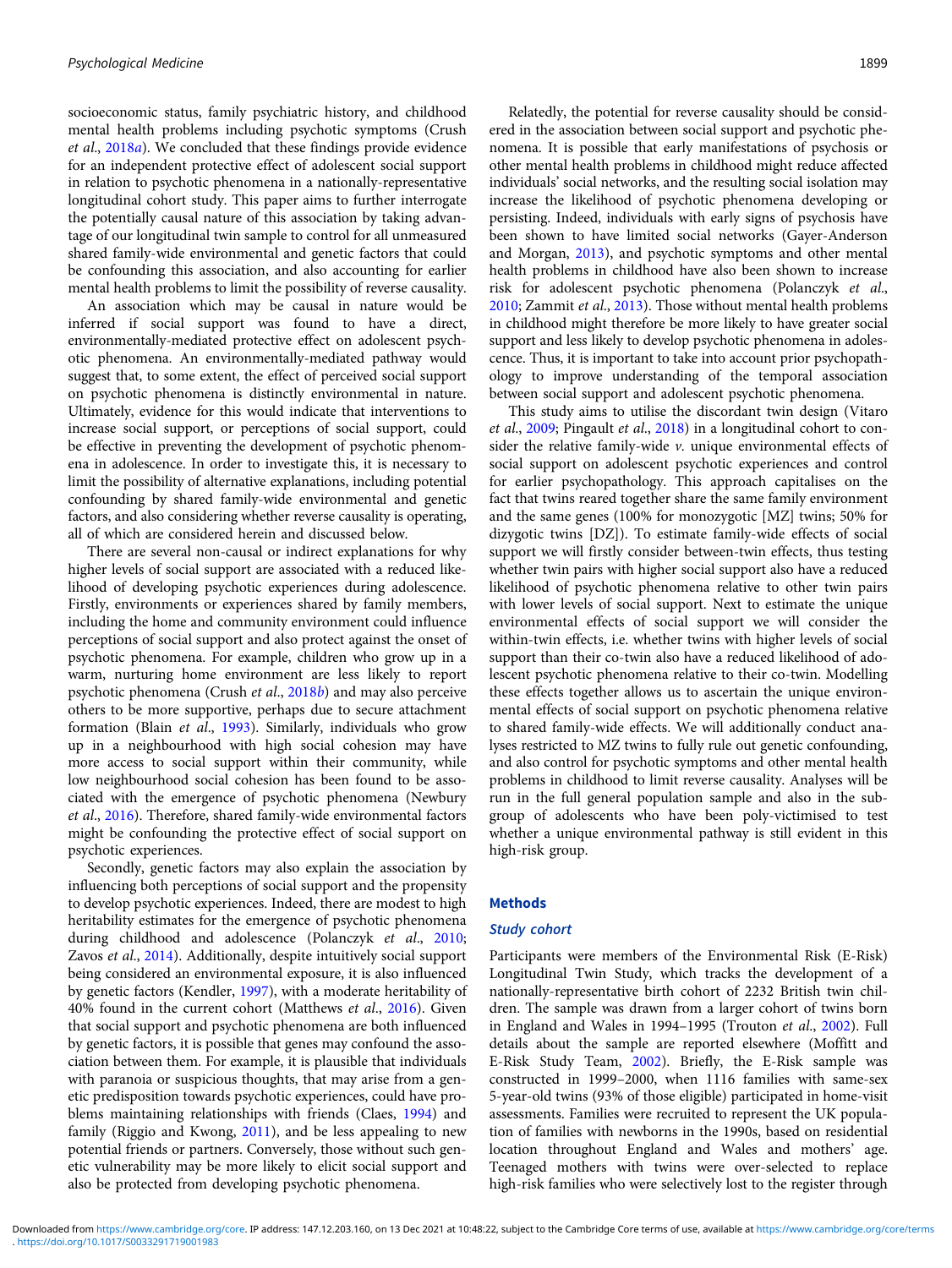socioeconomic status, family psychiatric history, and childhood mental health problems including psychotic symptoms (Crush *et al.*, 2018*a*). We concluded that these findings provide evidence for an independent protective effect of adolescent social support in relation to psychotic phenomena in a nationally-representative longitudinal cohort study. This paper aims to further interrogate the potentially causal nature of this association by taking advantage of our longitudinal twin sample to control for all unmeasured shared family-wide environmental and genetic factors that could be confounding this association, and also accounting for earlier mental health problems to limit the possibility of reverse causality.

An association which may be causal in nature would be inferred if social support was found to have a direct, environmentally-mediated protective effect on adolescent psychotic phenomena. An environmentally-mediated pathway would suggest that, to some extent, the effect of perceived social support on psychotic phenomena is distinctly environmental in nature. Ultimately, evidence for this would indicate that interventions to increase social support, or perceptions of social support, could be effective in preventing the development of psychotic phenomena in adolescence. In order to investigate this, it is necessary to limit the possibility of alternative explanations, including potential confounding by shared family-wide environmental and genetic factors, and also considering whether reverse causality is operating, all of which are considered herein and discussed below.

There are several non-causal or indirect explanations for why higher levels of social support are associated with a reduced likelihood of developing psychotic experiences during adolescence. Firstly, environments or experiences shared by family members, including the home and community environment could influence perceptions of social support and also protect against the onset of psychotic phenomena. For example, children who grow up in a warm, nurturing home environment are less likely to report psychotic phenomena (Crush *et al.*, 2018*b*) and may also perceive others to be more supportive, perhaps due to secure attachment formation (Blain *et al.*, 1993). Similarly, individuals who grow up in a neighbourhood with high social cohesion may have more access to social support within their community, while low neighbourhood social cohesion has been found to be associated with the emergence of psychotic phenomena (Newbury *et al.*, 2016). Therefore, shared family-wide environmental factors might be confounding the protective effect of social support on psychotic experiences.

Secondly, genetic factors may also explain the association by influencing both perceptions of social support and the propensity to develop psychotic experiences. Indeed, there are modest to high heritability estimates for the emergence of psychotic phenomena during childhood and adolescence (Polanczyk *et al.*, 2010; Zavos *et al.*, 2014). Additionally, despite intuitively social support being considered an environmental exposure, it is also influenced by genetic factors (Kendler, 1997), with a moderate heritability of 40% found in the current cohort (Matthews *et al.*, 2016). Given that social support and psychotic phenomena are both influenced by genetic factors, it is possible that genes may confound the association between them. For example, it is plausible that individuals with paranoia or suspicious thoughts, that may arise from a genetic predisposition towards psychotic experiences, could have problems maintaining relationships with friends (Claes, 1994) and family (Riggio and Kwong, 2011), and be less appealing to new potential friends or partners. Conversely, those without such genetic vulnerability may be more likely to elicit social support and also be protected from developing psychotic phenomena.

Relatedly, the potential for reverse causality should be considered in the association between social support and psychotic phenomena. It is possible that early manifestations of psychosis or other mental health problems in childhood might reduce affected individuals' social networks, and the resulting social isolation may increase the likelihood of psychotic phenomena developing or persisting. Indeed, individuals with early signs of psychosis have been shown to have limited social networks (Gayer-Anderson and Morgan, 2013), and psychotic symptoms and other mental health problems in childhood have also been shown to increase risk for adolescent psychotic phenomena (Polanczyk *et al.*, 2010; Zammit *et al.*, 2013). Those without mental health problems in childhood might therefore be more likely to have greater social support and less likely to develop psychotic phenomena in adolescence. Thus, it is important to take into account prior psychopathology to improve understanding of the temporal association between social support and adolescent psychotic phenomena.

This study aims to utilise the discordant twin design (Vitaro *et al.*, 2009; Pingault *et al.*, 2018) in a longitudinal cohort to consider the relative family-wide *v.* unique environmental effects of social support on adolescent psychotic experiences and control for earlier psychopathology. This approach capitalises on the fact that twins reared together share the same family environment and the same genes (100% for monozygotic [MZ] twins; 50% for dizygotic twins [DZ]). To estimate family-wide effects of social support we will firstly consider between-twin effects, thus testing whether twin pairs with higher social support also have a reduced likelihood of psychotic phenomena relative to other twin pairs with lower levels of social support. Next to estimate the unique environmental effects of social support we will consider the within-twin effects, i.e. whether twins with higher levels of social support than their co-twin also have a reduced likelihood of adolescent psychotic phenomena relative to their co-twin. Modelling these effects together allows us to ascertain the unique environmental effects of social support on psychotic phenomena relative to shared family-wide effects. We will additionally conduct analyses restricted to MZ twins to fully rule out genetic confounding, and also control for psychotic symptoms and other mental health problems in childhood to limit reverse causality. Analyses will be run in the full general population sample and also in the subgroup of adolescents who have been poly-victimised to test whether a unique environmental pathway is still evident in this high-risk group.

## Methods

### Study cohort

Participants were members of the Environmental Risk (E-Risk) Longitudinal Twin Study, which tracks the development of a nationally-representative birth cohort of 2232 British twin children. The sample was drawn from a larger cohort of twins born in England and Wales in 1994–1995 (Trouton *et al.*, 2002). Full details about the sample are reported elsewhere (Moffitt and E-Risk Study Team, 2002). Briefly, the E-Risk sample was constructed in 1999–2000, when 1116 families with same-sex 5-year-old twins (93% of those eligible) participated in home-visit assessments. Families were recruited to represent the UK population of families with newborns in the 1990s, based on residential location throughout England and Wales and mothers' age. Teenaged mothers with twins were over-selected to replace high-risk families who were selectively lost to the register through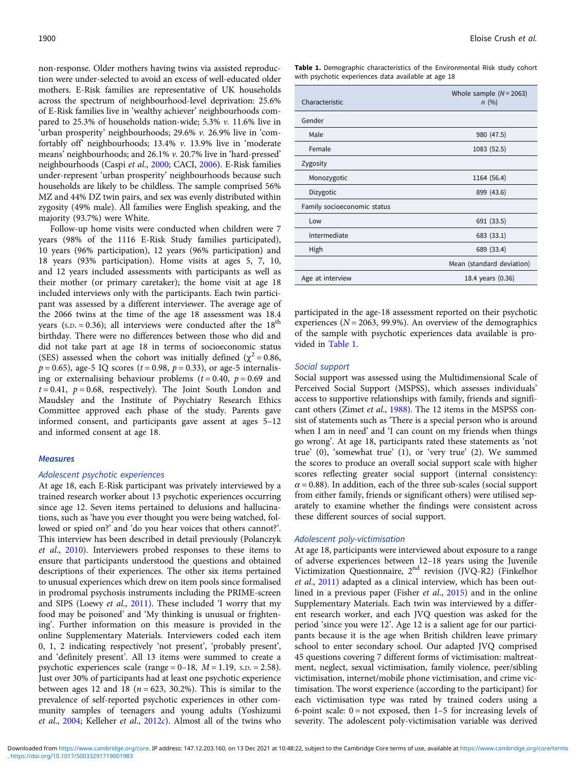non-response. Older mothers having twins via assisted reproduction were under-selected to avoid an excess of well-educated older mothers. E-Risk families are representative of UK households across the spectrum of neighbourhood-level deprivation: 25.6% of E-Risk families live in 'wealthy achiever' neighbourhoods compared to 25.3% of households nation-wide; 5.3% *v.* 11.6% live in 'urban prosperity' neighbourhoods; 29.6% *v.* 26.9% live in 'comfortably off' neighbourhoods; 13.4% *v.* 13.9% live in 'moderate means' neighbourhoods; and 26.1% *v.* 20.7% live in 'hard-pressed' neighbourhoods (Caspi *et al.*, 2000; CACI, 2006). E-Risk families under-represent 'urban prosperity' neighbourhoods because such households are likely to be childless. The sample comprised 56% MZ and 44% DZ twin pairs, and sex was evenly distributed within zygosity (49% male). All families were English speaking, and the majority (93.7%) were White.

Follow-up home visits were conducted when children were 7 years (98% of the 1116 E-Risk Study families participated), 10 years (96% participation), 12 years (96% participation) and 18 years (93% participation). Home visits at ages 5, 7, 10, and 12 years included assessments with participants as well as their mother (or primary caretaker); the home visit at age 18 included interviews only with the participants. Each twin participant was assessed by a different interviewer. The average age of the 2066 twins at the time of the age 18 assessment was 18.4 years (S.D. = 0.36); all interviews were conducted after the 18th birthday. There were no differences between those who did and did not take part at age 18 in terms of socioeconomic status (SES) assessed when the cohort was initially defined ($\chi^2 = 0.86$, $p = 0.65$), age-5 IQ scores ($t = 0.98$, $p = 0.33$), or age-5 internalising or externalising behaviour problems ($t = 0.40$, $p = 0.69$ and $t = 0.41$, $p = 0.68$, respectively). The Joint South London and Maudsley and the Institute of Psychiatry Research Ethics Committee approved each phase of the study. Parents gave informed consent, and participants gave assent at ages 5–12 and informed consent at age 18.

## Measures

### Adolescent psychotic experiences

At age 18, each E-Risk participant was privately interviewed by a trained research worker about 13 psychotic experiences occurring since age 12. Seven items pertained to delusions and hallucinations, such as 'have you ever thought you were being watched, followed or spied on?' and 'do you hear voices that others cannot?'. This interview has been described in detail previously (Polanczyk *et al.*, 2010). Interviewers probed responses to these items to ensure that participants understood the questions and obtained descriptions of their experiences. The other six items pertained to unusual experiences which drew on item pools since formalised in prodromal psychosis instruments including the PRIME-screen and SIPS (Loewy *et al.*, 2011). These included 'I worry that my food may be poisoned' and 'My thinking is unusual or frightening'. Further information on this measure is provided in the online Supplementary Materials. Interviewers coded each item 0, 1, 2 indicating respectively 'not present', 'probably present', and 'definitely present'. All 13 items were summed to create a psychotic experiences scale (range = 0–18, $M = 1.19$, S.D. = 2.58). Just over 30% of participants had at least one psychotic experience between ages 12 and 18 ($n = 623$, 30.2%). This is similar to the prevalence of self-reported psychotic experiences in other community samples of teenagers and young adults (Yoshizumi *et al.*, 2004; Kelleher *et al.*, 2012*c*). Almost all of the twins who participated in the age-18 assessment reported on their psychotic experiences ($N = 2063$, 99.9%). An overview of the demographics of the sample with psychotic experiences data available is provided in Table 1.

**Table 1.** Demographic characteristics of the Environmental Risk study cohort with psychotic experiences data available at age 18

| Characteristic | Whole sample ($N = 2063$) *n* (%) |
|---|---|
| Gender | |
| Male | 980 (47.5) |
| Female | 1083 (52.5) |
| Zygosity | |
| Monozygotic | 1164 (56.4) |
| Dizygotic | 899 (43.6) |
| Family socioeconomic status | |
| Low | 691 (33.5) |
| Intermediate | 683 (33.1) |
| High | 689 (33.4) |
| | Mean (standard deviation) |
| Age at interview | 18.4 years (0.36) |

### Social support

Social support was assessed using the Multidimensional Scale of Perceived Social Support (MSPSS), which assesses individuals' access to supportive relationships with family, friends and significant others (Zimet *et al.*, 1988). The 12 items in the MSPSS consist of statements such as 'There is a special person who is around when I am in need' and 'I can count on my friends when things go wrong'. At age 18, participants rated these statements as 'not true' (0), 'somewhat true' (1), or 'very true' (2). We summed the scores to produce an overall social support scale with higher scores reflecting greater social support (internal consistency: $\alpha = 0.88$). In addition, each of the three sub-scales (social support from either family, friends or significant others) were utilised separately to examine whether the findings were consistent across these different sources of social support.

### Adolescent poly-victimisation

At age 18, participants were interviewed about exposure to a range of adverse experiences between 12–18 years using the Juvenile Victimization Questionnaire, 2nd revision (JVQ-R2) (Finkelhor *et al.*, 2011) adapted as a clinical interview, which has been outlined in a previous paper (Fisher *et al.*, 2015) and in the online Supplementary Materials. Each twin was interviewed by a different research worker, and each JVQ question was asked for the period 'since you were 12'. Age 12 is a salient age for our participants because it is the age when British children leave primary school to enter secondary school. Our adapted JVQ comprised 45 questions covering 7 different forms of victimisation: maltreatment, neglect, sexual victimisation, family violence, peer/sibling victimisation, internet/mobile phone victimisation, and crime victimisation. The worst experience (according to the participant) for each victimisation type was rated by trained coders using a 6-point scale: 0 = not exposed, then 1–5 for increasing levels of severity. The adolescent poly-victimisation variable was derived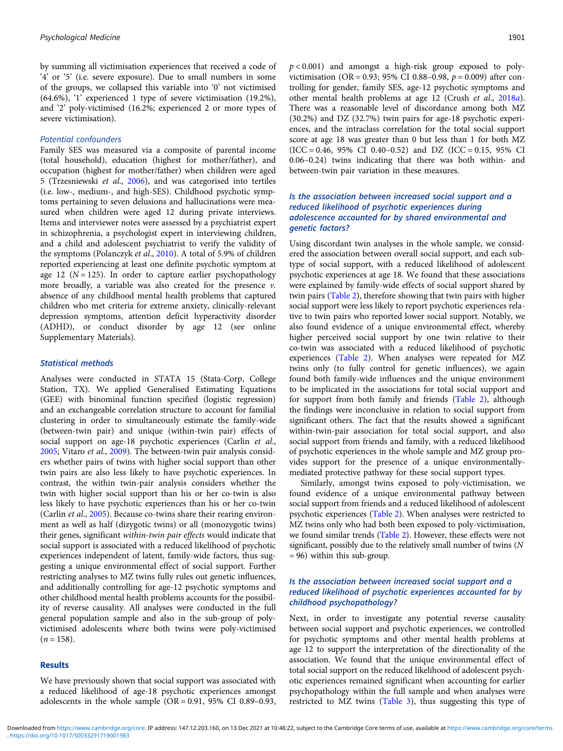by summing all victimisation experiences that received a code of '4' or '5' (i.e. severe exposure). Due to small numbers in some of the groups, we collapsed this variable into '0' not victimised (64.6%), '1' experienced 1 type of severe victimisation (19.2%), and '2' poly-victimised (16.2%; experienced 2 or more types of severe victimisation).

### *Potential confounders*

Family SES was measured via a composite of parental income (total household), education (highest for mother/father), and occupation (highest for mother/father) when children were aged 5 (Trzesniewski *et al.*, 2006), and was categorised into tertiles (i.e. low-, medium-, and high-SES). Childhood psychotic symptoms pertaining to seven delusions and hallucinations were measured when children were aged 12 during private interviews. Items and interviewer notes were assessed by a psychiatrist expert in schizophrenia, a psychologist expert in interviewing children, and a child and adolescent psychiatrist to verify the validity of the symptoms (Polanczyk *et al.*, 2010). A total of 5.9% of children reported experiencing at least one definite psychotic symptom at age 12 ($N = 125$). In order to capture earlier psychopathology more broadly, a variable was also created for the presence *v.* absence of any childhood mental health problems that captured children who met criteria for extreme anxiety, clinically-relevant depression symptoms, attention deficit hyperactivity disorder (ADHD), or conduct disorder by age 12 (see online Supplementary Materials).

### Statistical methods

Analyses were conducted in STATA 15 (Stata-Corp, College Station, TX). We applied Generalised Estimating Equations (GEE) with binominal function specified (logistic regression) and an exchangeable correlation structure to account for familial clustering in order to simultaneously estimate the family-wide (between-twin pair) and unique (within-twin pair) effects of social support on age-18 psychotic experiences (Carlin *et al.*, 2005; Vitaro *et al.*, 2009). The between-twin pair analysis considers whether pairs of twins with higher social support than other twin pairs are also less likely to have psychotic experiences. In contrast, the within twin-pair analysis considers whether the twin with higher social support than his or her co-twin is also less likely to have psychotic experiences than his or her co-twin (Carlin *et al.*, 2005). Because co-twins share their rearing environment as well as half (dizygotic twins) or all (monozygotic twins) their genes, significant *within-twin pair effects* would indicate that social support is associated with a reduced likelihood of psychotic experiences independent of latent, family-wide factors, thus suggesting a unique environmental effect of social support. Further restricting analyses to MZ twins fully rules out genetic influences, and additionally controlling for age-12 psychotic symptoms and other childhood mental health problems accounts for the possibility of reverse causality. All analyses were conducted in the full general population sample and also in the sub-group of poly-victimised adolescents where both twins were poly-victimised ($n = 158$).

## Results

We have previously shown that social support was associated with a reduced likelihood of age-18 psychotic experiences amongst adolescents in the whole sample (OR = 0.91, 95% CI 0.89–0.93, $p < 0.001$) and amongst a high-risk group exposed to poly-victimisation (OR = 0.93; 95% CI 0.88–0.98, $p = 0.009$) after controlling for gender, family SES, age-12 psychotic symptoms and other mental health problems at age 12 (Crush *et al.*, 2018*a*). There was a reasonable level of discordance among both MZ (30.2%) and DZ (32.7%) twin pairs for age-18 psychotic experiences, and the intraclass correlation for the total social support score at age 18 was greater than 0 but less than 1 for both MZ (ICC = 0.46, 95% CI 0.40–0.52) and DZ (ICC = 0.15, 95% CI 0.06–0.24) twins indicating that there was both within- and between-twin pair variation in these measures.

### *Is the association between increased social support and a reduced likelihood of psychotic experiences during adolescence accounted for by shared environmental and genetic factors?*

Using discordant twin analyses in the whole sample, we considered the association between overall social support, and each subtype of social support, with a reduced likelihood of adolescent psychotic experiences at age 18. We found that these associations were explained by family-wide effects of social support shared by twin pairs (Table 2), therefore showing that twin pairs with higher social support were less likely to report psychotic experiences relative to twin pairs who reported lower social support. Notably, we also found evidence of a unique environmental effect, whereby higher perceived social support by one twin relative to their co-twin was associated with a reduced likelihood of psychotic experiences (Table 2). When analyses were repeated for MZ twins only (to fully control for genetic influences), we again found both family-wide influences and the unique environment to be implicated in the associations for total social support and for support from both family and friends (Table 2), although the findings were inconclusive in relation to social support from significant others. The fact that the results showed a significant within-twin-pair association for total social support, and also social support from friends and family, with a reduced likelihood of psychotic experiences in the whole sample and MZ group provides support for the presence of a unique environmentally-mediated protective pathway for these social support types.

Similarly, amongst twins exposed to poly-victimisation, we found evidence of a unique environmental pathway between social support from friends and a reduced likelihood of adolescent psychotic experiences (Table 2). When analyses were restricted to MZ twins only who had both been exposed to poly-victimisation, we found similar trends (Table 2). However, these effects were not significant, possibly due to the relatively small number of twins ($N = 96$) within this sub-group.

### *Is the association between increased social support and a reduced likelihood of psychotic experiences accounted for by childhood psychopathology?*

Next, in order to investigate any potential reverse causality between social support and psychotic experiences, we controlled for psychotic symptoms and other mental health problems at age 12 to support the interpretation of the directionality of the association. We found that the unique environmental effect of total social support on the reduced likelihood of adolescent psychotic experiences remained significant when accounting for earlier psychopathology within the full sample and when analyses were restricted to MZ twins (Table 3), thus suggesting this type of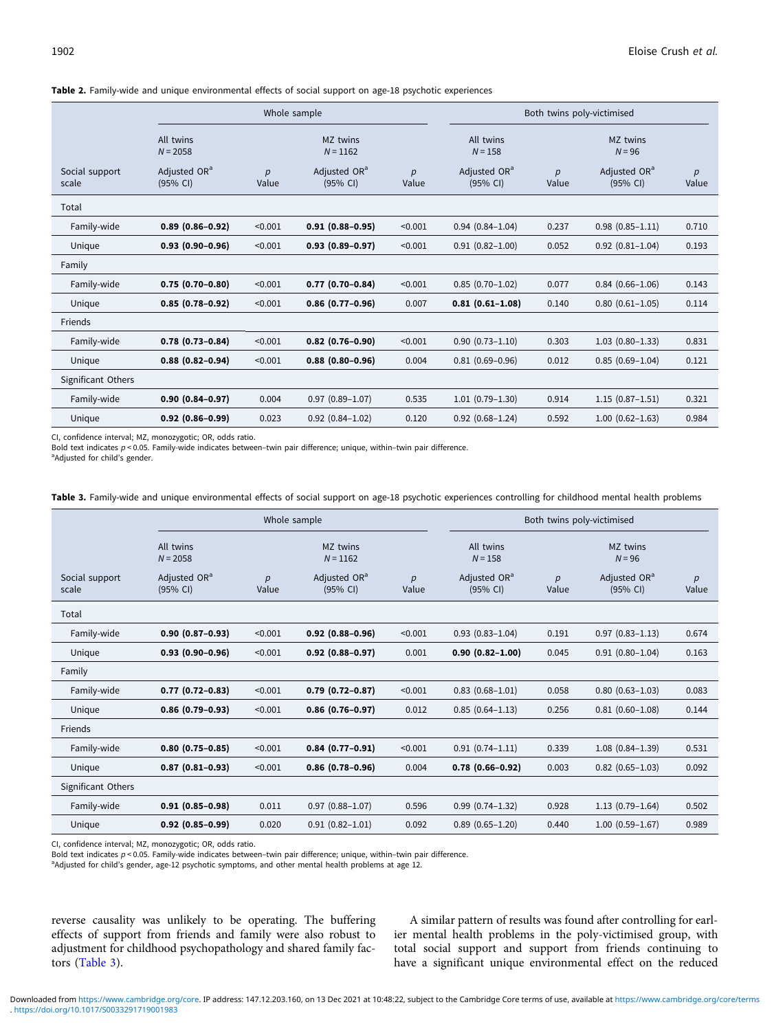**Table 2.** Family-wide and unique environmental effects of social support on age-18 psychotic experiences

| | Whole sample | | | | Both twins poly-victimised | | | |
|---|---|---|---|---|---|---|---|---|
| | All twins $N = 2058$ | | MZ twins $N = 1162$ | | All twins $N = 158$ | | MZ twins $N = 96$ | |
| Social support scale | Adjusted OR[a] (95% CI) | $p$ Value | Adjusted OR[a] (95% CI) | $p$ Value | Adjusted OR[a] (95% CI) | $p$ Value | Adjusted OR[a] (95% CI) | $p$ Value |
| Total | | | | | | | | |
| Family-wide | **0.89 (0.86–0.92)** | <0.001 | **0.91 (0.88–0.95)** | <0.001 | 0.94 (0.84–1.04) | 0.237 | 0.98 (0.85–1.11) | 0.710 |
| Unique | **0.93 (0.90–0.96)** | <0.001 | **0.93 (0.89–0.97)** | <0.001 | 0.91 (0.82–1.00) | 0.052 | 0.92 (0.81–1.04) | 0.193 |
| Family | | | | | | | | |
| Family-wide | **0.75 (0.70–0.80)** | <0.001 | **0.77 (0.70–0.84)** | <0.001 | 0.85 (0.70–1.02) | 0.077 | 0.84 (0.66–1.06) | 0.143 |
| Unique | **0.85 (0.78–0.92)** | <0.001 | **0.86 (0.77–0.96)** | 0.007 | **0.81 (0.61–1.08)** | 0.140 | 0.80 (0.61–1.05) | 0.114 |
| Friends | | | | | | | | |
| Family-wide | **0.78 (0.73–0.84)** | <0.001 | **0.82 (0.76–0.90)** | <0.001 | 0.90 (0.73–1.10) | 0.303 | 1.03 (0.80–1.33) | 0.831 |
| Unique | **0.88 (0.82–0.94)** | <0.001 | **0.88 (0.80–0.96)** | 0.004 | 0.81 (0.69–0.96) | 0.012 | 0.85 (0.69–1.04) | 0.121 |
| Significant Others | | | | | | | | |
| Family-wide | **0.90 (0.84–0.97)** | 0.004 | 0.97 (0.89–1.07) | 0.535 | 1.01 (0.79–1.30) | 0.914 | 1.15 (0.87–1.51) | 0.321 |
| Unique | **0.92 (0.86–0.99)** | 0.023 | 0.92 (0.84–1.02) | 0.120 | 0.92 (0.68–1.24) | 0.592 | 1.00 (0.62–1.63) | 0.984 |

CI, confidence interval; MZ, monozygotic; OR, odds ratio.
Bold text indicates $p < 0.05$. Family-wide indicates between–twin pair difference; unique, within–twin pair difference.
[a]Adjusted for child's gender.

**Table 3.** Family-wide and unique environmental effects of social support on age-18 psychotic experiences controlling for childhood mental health problems

| | Whole sample | | | | Both twins poly-victimised | | | |
|---|---|---|---|---|---|---|---|---|
| | All twins $N = 2058$ | | MZ twins $N = 1162$ | | All twins $N = 158$ | | MZ twins $N = 96$ | |
| Social support scale | Adjusted OR[a] (95% CI) | $p$ Value | Adjusted OR[a] (95% CI) | $p$ Value | Adjusted OR[a] (95% CI) | $p$ Value | Adjusted OR[a] (95% CI) | $p$ Value |
| Total | | | | | | | | |
| Family-wide | **0.90 (0.87–0.93)** | <0.001 | **0.92 (0.88–0.96)** | <0.001 | 0.93 (0.83–1.04) | 0.191 | 0.97 (0.83–1.13) | 0.674 |
| Unique | **0.93 (0.90–0.96)** | <0.001 | **0.92 (0.88–0.97)** | 0.001 | **0.90 (0.82–1.00)** | 0.045 | 0.91 (0.80–1.04) | 0.163 |
| Family | | | | | | | | |
| Family-wide | **0.77 (0.72–0.83)** | <0.001 | **0.79 (0.72–0.87)** | <0.001 | 0.83 (0.68–1.01) | 0.058 | 0.80 (0.63–1.03) | 0.083 |
| Unique | **0.86 (0.79–0.93)** | <0.001 | **0.86 (0.76–0.97)** | 0.012 | 0.85 (0.64–1.13) | 0.256 | 0.81 (0.60–1.08) | 0.144 |
| Friends | | | | | | | | |
| Family-wide | **0.80 (0.75–0.85)** | <0.001 | **0.84 (0.77–0.91)** | <0.001 | 0.91 (0.74–1.11) | 0.339 | 1.08 (0.84–1.39) | 0.531 |
| Unique | **0.87 (0.81–0.93)** | <0.001 | **0.86 (0.78–0.96)** | 0.004 | **0.78 (0.66–0.92)** | 0.003 | 0.82 (0.65–1.03) | 0.092 |
| Significant Others | | | | | | | | |
| Family-wide | **0.91 (0.85–0.98)** | 0.011 | 0.97 (0.88–1.07) | 0.596 | 0.99 (0.74–1.32) | 0.928 | 1.13 (0.79–1.64) | 0.502 |
| Unique | **0.92 (0.85–0.99)** | 0.020 | 0.91 (0.82–1.01) | 0.092 | 0.89 (0.65–1.20) | 0.440 | 1.00 (0.59–1.67) | 0.989 |

CI, confidence interval; MZ, monozygotic; OR, odds ratio.
Bold text indicates $p < 0.05$. Family-wide indicates between–twin pair difference; unique, within–twin pair difference.
[a]Adjusted for child's gender, age-12 psychotic symptoms, and other mental health problems at age 12.

reverse causality was unlikely to be operating. The buffering effects of support from friends and family were also robust to adjustment for childhood psychopathology and shared family factors (Table 3).

A similar pattern of results was found after controlling for earlier mental health problems in the poly-victimised group, with total social support and support from friends continuing to have a significant unique environmental effect on the reduced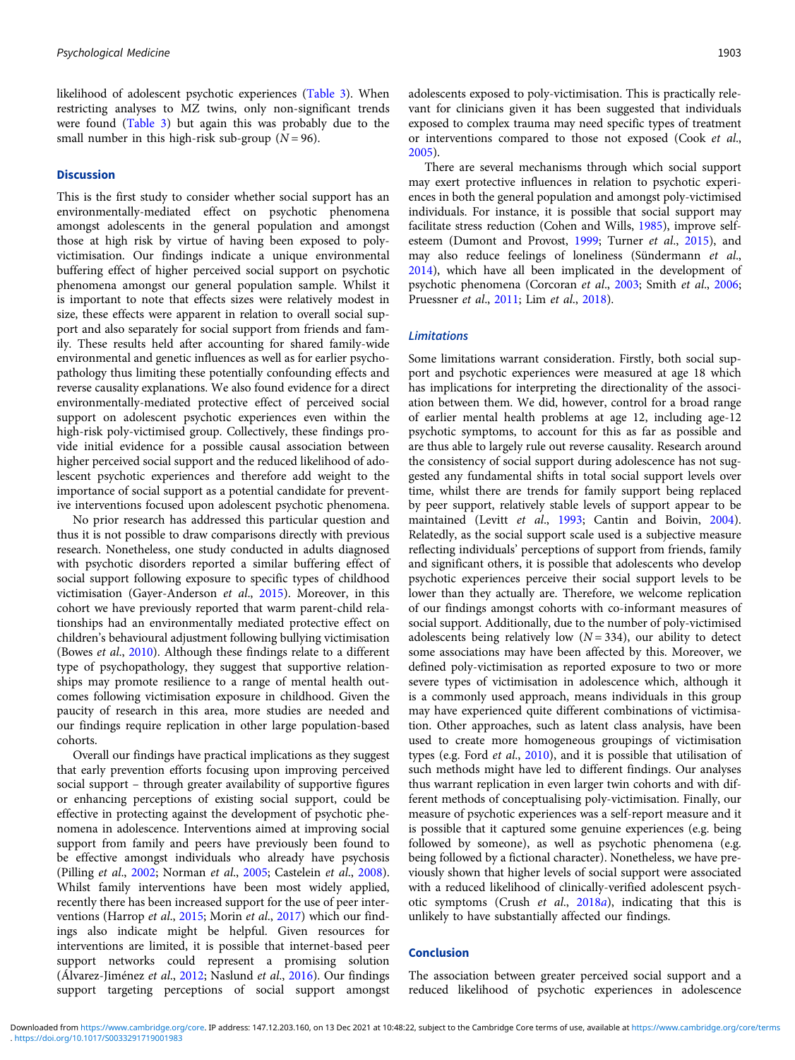likelihood of adolescent psychotic experiences (Table 3). When restricting analyses to MZ twins, only non-significant trends were found (Table 3) but again this was probably due to the small number in this high-risk sub-group ($N = 96$).

## Discussion

This is the first study to consider whether social support has an environmentally-mediated effect on psychotic phenomena amongst adolescents in the general population and amongst those at high risk by virtue of having been exposed to poly-victimisation. Our findings indicate a unique environmental buffering effect of higher perceived social support on psychotic phenomena amongst our general population sample. Whilst it is important to note that effects sizes were relatively modest in size, these effects were apparent in relation to overall social support and also separately for social support from friends and family. These results held after accounting for shared family-wide environmental and genetic influences as well as for earlier psychopathology thus limiting these potentially confounding effects and reverse causality explanations. We also found evidence for a direct environmentally-mediated protective effect of perceived social support on adolescent psychotic experiences even within the high-risk poly-victimised group. Collectively, these findings provide initial evidence for a possible causal association between higher perceived social support and the reduced likelihood of adolescent psychotic experiences and therefore add weight to the importance of social support as a potential candidate for preventive interventions focused upon adolescent psychotic phenomena.

No prior research has addressed this particular question and thus it is not possible to draw comparisons directly with previous research. Nonetheless, one study conducted in adults diagnosed with psychotic disorders reported a similar buffering effect of social support following exposure to specific types of childhood victimisation (Gayer-Anderson *et al.*, 2015). Moreover, in this cohort we have previously reported that warm parent-child relationships had an environmentally mediated protective effect on children's behavioural adjustment following bullying victimisation (Bowes *et al.*, 2010). Although these findings relate to a different type of psychopathology, they suggest that supportive relationships may promote resilience to a range of mental health outcomes following victimisation exposure in childhood. Given the paucity of research in this area, more studies are needed and our findings require replication in other large population-based cohorts.

Overall our findings have practical implications as they suggest that early prevention efforts focusing upon improving perceived social support – through greater availability of supportive figures or enhancing perceptions of existing social support, could be effective in protecting against the development of psychotic phenomena in adolescence. Interventions aimed at improving social support from family and peers have previously been found to be effective amongst individuals who already have psychosis (Pilling *et al.*, 2002; Norman *et al.*, 2005; Castelein *et al.*, 2008). Whilst family interventions have been most widely applied, recently there has been increased support for the use of peer interventions (Harrop *et al.*, 2015; Morin *et al.*, 2017) which our findings also indicate might be helpful. Given resources for interventions are limited, it is possible that internet-based peer support networks could represent a promising solution (Álvarez-Jiménez *et al.*, 2012; Naslund *et al.*, 2016). Our findings support targeting perceptions of social support amongst adolescents exposed to poly-victimisation. This is practically relevant for clinicians given it has been suggested that individuals exposed to complex trauma may need specific types of treatment or interventions compared to those not exposed (Cook *et al.*, 2005).

There are several mechanisms through which social support may exert protective influences in relation to psychotic experiences in both the general population and amongst poly-victimised individuals. For instance, it is possible that social support may facilitate stress reduction (Cohen and Wills, 1985), improve self-esteem (Dumont and Provost, 1999; Turner *et al.*, 2015), and may also reduce feelings of loneliness (Sündermann *et al.*, 2014), which have all been implicated in the development of psychotic phenomena (Corcoran *et al.*, 2003; Smith *et al.*, 2006; Pruessner *et al.*, 2011; Lim *et al.*, 2018).

### Limitations

Some limitations warrant consideration. Firstly, both social support and psychotic experiences were measured at age 18 which has implications for interpreting the directionality of the association between them. We did, however, control for a broad range of earlier mental health problems at age 12, including age-12 psychotic symptoms, to account for this as far as possible and are thus able to largely rule out reverse causality. Research around the consistency of social support during adolescence has not suggested any fundamental shifts in total social support levels over time, whilst there are trends for family support being replaced by peer support, relatively stable levels of support appear to be maintained (Levitt *et al.*, 1993; Cantin and Boivin, 2004). Relatedly, as the social support scale used is a subjective measure reflecting individuals' perceptions of support from friends, family and significant others, it is possible that adolescents who develop psychotic experiences perceive their social support levels to be lower than they actually are. Therefore, we welcome replication of our findings amongst cohorts with co-informant measures of social support. Additionally, due to the number of poly-victimised adolescents being relatively low ($N = 334$), our ability to detect some associations may have been affected by this. Moreover, we defined poly-victimisation as reported exposure to two or more severe types of victimisation in adolescence which, although it is a commonly used approach, means individuals in this group may have experienced quite different combinations of victimisation. Other approaches, such as latent class analysis, have been used to create more homogeneous groupings of victimisation types (e.g. Ford *et al.*, 2010), and it is possible that utilisation of such methods might have led to different findings. Our analyses thus warrant replication in even larger twin cohorts and with different methods of conceptualising poly-victimisation. Finally, our measure of psychotic experiences was a self-report measure and it is possible that it captured some genuine experiences (e.g. being followed by someone), as well as psychotic phenomena (e.g. being followed by a fictional character). Nonetheless, we have previously shown that higher levels of social support were associated with a reduced likelihood of clinically-verified adolescent psychotic symptoms (Crush *et al.*, 2018*a*), indicating that this is unlikely to have substantially affected our findings.

## Conclusion

The association between greater perceived social support and a reduced likelihood of psychotic experiences in adolescence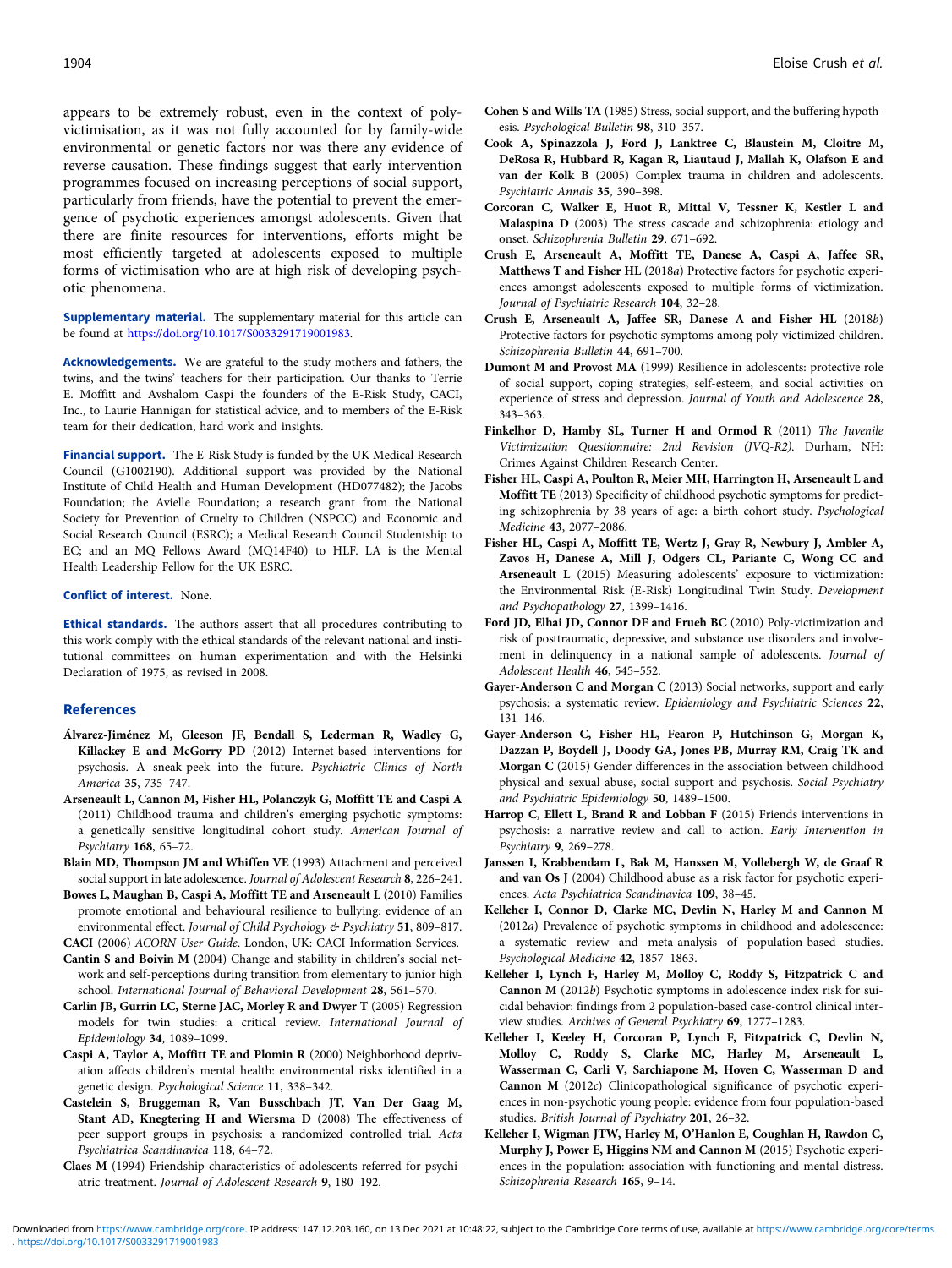appears to be extremely robust, even in the context of poly-victimisation, as it was not fully accounted for by family-wide environmental or genetic factors nor was there any evidence of reverse causation. These findings suggest that early intervention programmes focused on increasing perceptions of social support, particularly from friends, have the potential to prevent the emergence of psychotic experiences amongst adolescents. Given that there are finite resources for interventions, efforts might be most efficiently targeted at adolescents exposed to multiple forms of victimisation who are at high risk of developing psychotic phenomena.

**Supplementary material.** The supplementary material for this article can be found at https://doi.org/10.1017/S0033291719001983.

**Acknowledgements.** We are grateful to the study mothers and fathers, the twins, and the twins' teachers for their participation. Our thanks to Terrie E. Moffitt and Avshalom Caspi the founders of the E-Risk Study, CACI, Inc., to Laurie Hannigan for statistical advice, and to members of the E-Risk team for their dedication, hard work and insights.

**Financial support.** The E-Risk Study is funded by the UK Medical Research Council (G1002190). Additional support was provided by the National Institute of Child Health and Human Development (HD077482); the Jacobs Foundation; the Avielle Foundation; a research grant from the National Society for Prevention of Cruelty to Children (NSPCC) and Economic and Social Research Council (ESRC); a Medical Research Council Studentship to EC; and an MQ Fellows Award (MQ14F40) to HLF. LA is the Mental Health Leadership Fellow for the UK ESRC.

**Conflict of interest.** None.

**Ethical standards.** The authors assert that all procedures contributing to this work comply with the ethical standards of the relevant national and institutional committees on human experimentation and with the Helsinki Declaration of 1975, as revised in 2008.

## References

**Álvarez-Jiménez M, Gleeson JF, Bendall S, Lederman R, Wadley G, Killackey E and McGorry PD** (2012) Internet-based interventions for psychosis. A sneak-peek into the future. *Psychiatric Clinics of North America* **35**, 735–747.

**Arseneault L, Cannon M, Fisher HL, Polanczyk G, Moffitt TE and Caspi A** (2011) Childhood trauma and children's emerging psychotic symptoms: a genetically sensitive longitudinal cohort study. *American Journal of Psychiatry* **168**, 65–72.

**Blain MD, Thompson JM and Whiffen VE** (1993) Attachment and perceived social support in late adolescence. *Journal of Adolescent Research* **8**, 226–241.

**Bowes L, Maughan B, Caspi A, Moffitt TE and Arseneault L** (2010) Families promote emotional and behavioural resilience to bullying: evidence of an environmental effect. *Journal of Child Psychology & Psychiatry* **51**, 809–817.

**CACI** (2006) *ACORN User Guide*. London, UK: CACI Information Services.

**Cantin S and Boivin M** (2004) Change and stability in children's social network and self-perceptions during transition from elementary to junior high school. *International Journal of Behavioral Development* **28**, 561–570.

**Carlin JB, Gurrin LC, Sterne JAC, Morley R and Dwyer T** (2005) Regression models for twin studies: a critical review. *International Journal of Epidemiology* **34**, 1089–1099.

**Caspi A, Taylor A, Moffitt TE and Plomin R** (2000) Neighborhood deprivation affects children's mental health: environmental risks identified in a genetic design. *Psychological Science* **11**, 338–342.

**Castelein S, Bruggeman R, Van Busschbach JT, Van Der Gaag M, Stant AD, Knegtering H and Wiersma D** (2008) The effectiveness of peer support groups in psychosis: a randomized controlled trial. *Acta Psychiatrica Scandinavica* **118**, 64–72.

**Claes M** (1994) Friendship characteristics of adolescents referred for psychiatric treatment. *Journal of Adolescent Research* **9**, 180–192.

**Cohen S and Wills TA** (1985) Stress, social support, and the buffering hypothesis. *Psychological Bulletin* **98**, 310–357.

**Cook A, Spinazzola J, Ford J, Lanktree C, Blaustein M, Cloitre M, DeRosa R, Hubbard R, Kagan R, Liautaud J, Mallah K, Olafson E and van der Kolk B** (2005) Complex trauma in children and adolescents. *Psychiatric Annals* **35**, 390–398.

**Corcoran C, Walker E, Huot R, Mittal V, Tessner K, Kestler L and Malaspina D** (2003) The stress cascade and schizophrenia: etiology and onset. *Schizophrenia Bulletin* **29**, 671–692.

**Crush E, Arseneault A, Moffitt TE, Danese A, Caspi A, Jaffee SR, Matthews T and Fisher HL** (2018*a*) Protective factors for psychotic experiences amongst adolescents exposed to multiple forms of victimization. *Journal of Psychiatric Research* **104**, 32–28.

**Crush E, Arseneault A, Jaffee SR, Danese A and Fisher HL** (2018*b*) Protective factors for psychotic symptoms among poly-victimized children. *Schizophrenia Bulletin* **44**, 691–700.

**Dumont M and Provost MA** (1999) Resilience in adolescents: protective role of social support, coping strategies, self-esteem, and social activities on experience of stress and depression. *Journal of Youth and Adolescence* **28**, 343–363.

**Finkelhor D, Hamby SL, Turner H and Ormod R** (2011) *The Juvenile Victimization Questionnaire: 2nd Revision (JVQ-R2)*. Durham, NH: Crimes Against Children Research Center.

**Fisher HL, Caspi A, Poulton R, Meier MH, Harrington H, Arseneault L and Moffitt TE** (2013) Specificity of childhood psychotic symptoms for predicting schizophrenia by 38 years of age: a birth cohort study. *Psychological Medicine* **43**, 2077–2086.

**Fisher HL, Caspi A, Moffitt TE, Wertz J, Gray R, Newbury J, Ambler A, Zavos H, Danese A, Mill J, Odgers CL, Pariante C, Wong CC and Arseneault L** (2015) Measuring adolescents' exposure to victimization: the Environmental Risk (E-Risk) Longitudinal Twin Study. *Development and Psychopathology* **27**, 1399–1416.

**Ford JD, Elhai JD, Connor DF and Frueh BC** (2010) Poly-victimization and risk of posttraumatic, depressive, and substance use disorders and involvement in delinquency in a national sample of adolescents. *Journal of Adolescent Health* **46**, 545–552.

**Gayer-Anderson C and Morgan C** (2013) Social networks, support and early psychosis: a systematic review. *Epidemiology and Psychiatric Sciences* **22**, 131–146.

**Gayer-Anderson C, Fisher HL, Fearon P, Hutchinson G, Morgan K, Dazzan P, Boydell J, Doody GA, Jones PB, Murray RM, Craig TK and Morgan C** (2015) Gender differences in the association between childhood physical and sexual abuse, social support and psychosis. *Social Psychiatry and Psychiatric Epidemiology* **50**, 1489–1500.

**Harrop C, Ellett L, Brand R and Lobban F** (2015) Friends interventions in psychosis: a narrative review and call to action. *Early Intervention in Psychiatry* **9**, 269–278.

**Janssen I, Krabbendam L, Bak M, Hanssen M, Vollebergh W, de Graaf R and van Os J** (2004) Childhood abuse as a risk factor for psychotic experiences. *Acta Psychiatrica Scandinavica* **109**, 38–45.

**Kelleher I, Connor D, Clarke MC, Devlin N, Harley M and Cannon M** (2012*a*) Prevalence of psychotic symptoms in childhood and adolescence: a systematic review and meta-analysis of population-based studies. *Psychological Medicine* **42**, 1857–1863.

**Kelleher I, Lynch F, Harley M, Molloy C, Roddy S, Fitzpatrick C and Cannon M** (2012*b*) Psychotic symptoms in adolescence index risk for suicidal behavior: findings from 2 population-based case-control clinical interview studies. *Archives of General Psychiatry* **69**, 1277–1283.

**Kelleher I, Keeley H, Corcoran P, Lynch F, Fitzpatrick C, Devlin N, Molloy C, Roddy S, Clarke MC, Harley M, Arseneault L, Wasserman C, Carli V, Sarchiapone M, Hoven C, Wasserman D and Cannon M** (2012*c*) Clinicopathological significance of psychotic experiences in non-psychotic young people: evidence from four population-based studies. *British Journal of Psychiatry* **201**, 26–32.

**Kelleher I, Wigman JTW, Harley M, O'Hanlon E, Coughlan H, Rawdon C, Murphy J, Power E, Higgins NM and Cannon M** (2015) Psychotic experiences in the population: association with functioning and mental distress. *Schizophrenia Research* **165**, 9–14.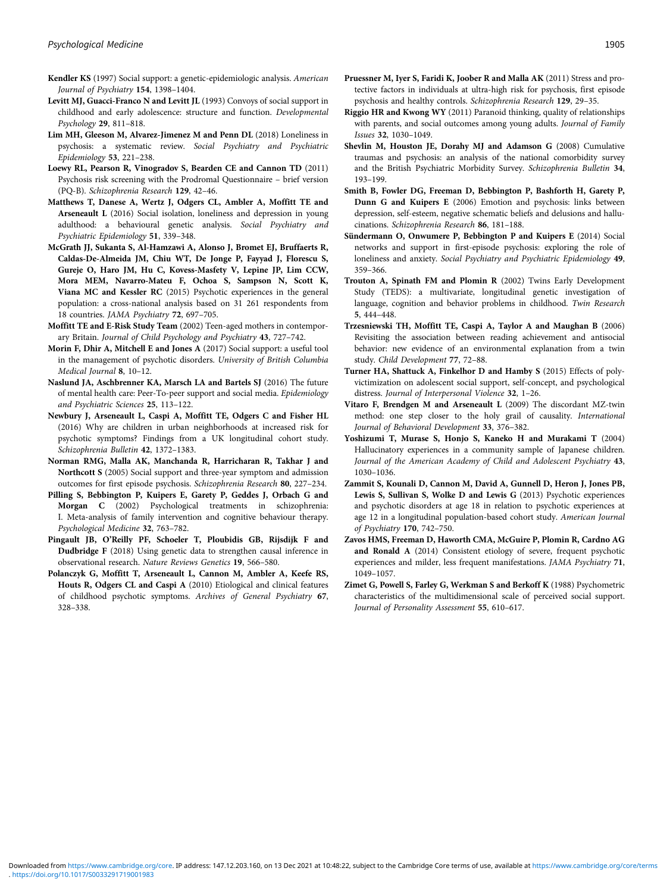**Kendler KS** (1997) Social support: a genetic-epidemiologic analysis. *American Journal of Psychiatry* **154**, 1398–1404.

**Levitt MJ, Guacci-Franco N and Levitt JL** (1993) Convoys of social support in childhood and early adolescence: structure and function. *Developmental Psychology* **29**, 811–818.

**Lim MH, Gleeson M, Alvarez-Jimenez M and Penn DL** (2018) Loneliness in psychosis: a systematic review. *Social Psychiatry and Psychiatric Epidemiology* **53**, 221–238.

**Loewy RL, Pearson R, Vinogradov S, Bearden CE and Cannon TD** (2011) Psychosis risk screening with the Prodromal Questionnaire – brief version (PQ-B). *Schizophrenia Research* **129**, 42–46.

**Matthews T, Danese A, Wertz J, Odgers CL, Ambler A, Moffitt TE and Arseneault L** (2016) Social isolation, loneliness and depression in young adulthood: a behavioural genetic analysis. *Social Psychiatry and Psychiatric Epidemiology* **51**, 339–348.

**McGrath JJ, Sukanta S, Al-Hamzawi A, Alonso J, Bromet EJ, Bruffaerts R, Caldas-De-Almeida JM, Chiu WT, De Jonge P, Fayyad J, Florescu S, Gureje O, Haro JM, Hu C, Kovess-Masfety V, Lepine JP, Lim CCW, Mora MEM, Navarro-Mateu F, Ochoa S, Sampson N, Scott K, Viana MC and Kessler RC** (2015) Psychotic experiences in the general population: a cross-national analysis based on 31 261 respondents from 18 countries. *JAMA Psychiatry* **72**, 697–705.

**Moffitt TE and E-Risk Study Team** (2002) Teen-aged mothers in contemporary Britain. *Journal of Child Psychology and Psychiatry* **43**, 727–742.

**Morin F, Dhir A, Mitchell E and Jones A** (2017) Social support: a useful tool in the management of psychotic disorders. *University of British Columbia Medical Journal* **8**, 10–12.

**Naslund JA, Aschbrenner KA, Marsch LA and Bartels SJ** (2016) The future of mental health care: Peer-To-peer support and social media. *Epidemiology and Psychiatric Sciences* **25**, 113–122.

**Newbury J, Arseneault L, Caspi A, Moffitt TE, Odgers C and Fisher HL** (2016) Why are children in urban neighborhoods at increased risk for psychotic symptoms? Findings from a UK longitudinal cohort study. *Schizophrenia Bulletin* **42**, 1372–1383.

**Norman RMG, Malla AK, Manchanda R, Harricharan R, Takhar J and Northcott S** (2005) Social support and three-year symptom and admission outcomes for first episode psychosis. *Schizophrenia Research* **80**, 227–234.

**Pilling S, Bebbington P, Kuipers E, Garety P, Geddes J, Orbach G and Morgan C** (2002) Psychological treatments in schizophrenia: I. Meta-analysis of family intervention and cognitive behaviour therapy. *Psychological Medicine* **32**, 763–782.

**Pingault JB, O'Reilly PF, Schoeler T, Ploubidis GB, Rijsdijk F and Dudbridge F** (2018) Using genetic data to strengthen causal inference in observational research. *Nature Reviews Genetics* **19**, 566–580.

**Polanczyk G, Moffitt T, Arseneault L, Cannon M, Ambler A, Keefe RS, Houts R, Odgers CL and Caspi A** (2010) Etiological and clinical features of childhood psychotic symptoms. *Archives of General Psychiatry* **67**, 328–338.

**Pruessner M, Iyer S, Faridi K, Joober R and Malla AK** (2011) Stress and protective factors in individuals at ultra-high risk for psychosis, first episode psychosis and healthy controls. *Schizophrenia Research* **129**, 29–35.

**Riggio HR and Kwong WY** (2011) Paranoid thinking, quality of relationships with parents, and social outcomes among young adults. *Journal of Family Issues* **32**, 1030–1049.

**Shevlin M, Houston JE, Dorahy MJ and Adamson G** (2008) Cumulative traumas and psychosis: an analysis of the national comorbidity survey and the British Psychiatric Morbidity Survey. *Schizophrenia Bulletin* **34**, 193–199.

**Smith B, Fowler DG, Freeman D, Bebbington P, Bashforth H, Garety P, Dunn G and Kuipers E** (2006) Emotion and psychosis: links between depression, self-esteem, negative schematic beliefs and delusions and hallucinations. *Schizophrenia Research* **86**, 181–188.

**Sündermann O, Onwumere P, Bebbington P and Kuipers E** (2014) Social networks and support in first-episode psychosis: exploring the role of loneliness and anxiety. *Social Psychiatry and Psychiatric Epidemiology* **49**, 359–366.

**Trouton A, Spinath FM and Plomin R** (2002) Twins Early Development Study (TEDS): a multivariate, longitudinal genetic investigation of language, cognition and behavior problems in childhood. *Twin Research* **5**, 444–448.

**Trzesniewski TH, Moffitt TE, Caspi A, Taylor A and Maughan B** (2006) Revisiting the association between reading achievement and antisocial behavior: new evidence of an environmental explanation from a twin study. *Child Development* **77**, 72–88.

**Turner HA, Shattuck A, Finkelhor D and Hamby S** (2015) Effects of poly-victimization on adolescent social support, self-concept, and psychological distress. *Journal of Interpersonal Violence* **32**, 1–26.

**Vitaro F, Brendgen M and Arseneault L** (2009) The discordant MZ-twin method: one step closer to the holy grail of causality. *International Journal of Behavioral Development* **33**, 376–382.

**Yoshizumi T, Murase S, Honjo S, Kaneko H and Murakami T** (2004) Hallucinatory experiences in a community sample of Japanese children. *Journal of the American Academy of Child and Adolescent Psychiatry* **43**, 1030–1036.

**Zammit S, Kounali D, Cannon M, David A, Gunnell D, Heron J, Jones PB, Lewis S, Sullivan S, Wolke D and Lewis G** (2013) Psychotic experiences and psychotic disorders at age 18 in relation to psychotic experiences at age 12 in a longitudinal population-based cohort study. *American Journal of Psychiatry* **170**, 742–750.

**Zavos HMS, Freeman D, Haworth CMA, McGuire P, Plomin R, Cardno AG and Ronald A** (2014) Consistent etiology of severe, frequent psychotic experiences and milder, less frequent manifestations. *JAMA Psychiatry* **71**, 1049–1057.

**Zimet G, Powell S, Farley G, Werkman S and Berkoff K** (1988) Psychometric characteristics of the multidimensional scale of perceived social support. *Journal of Personality Assessment* **55**, 610–617.